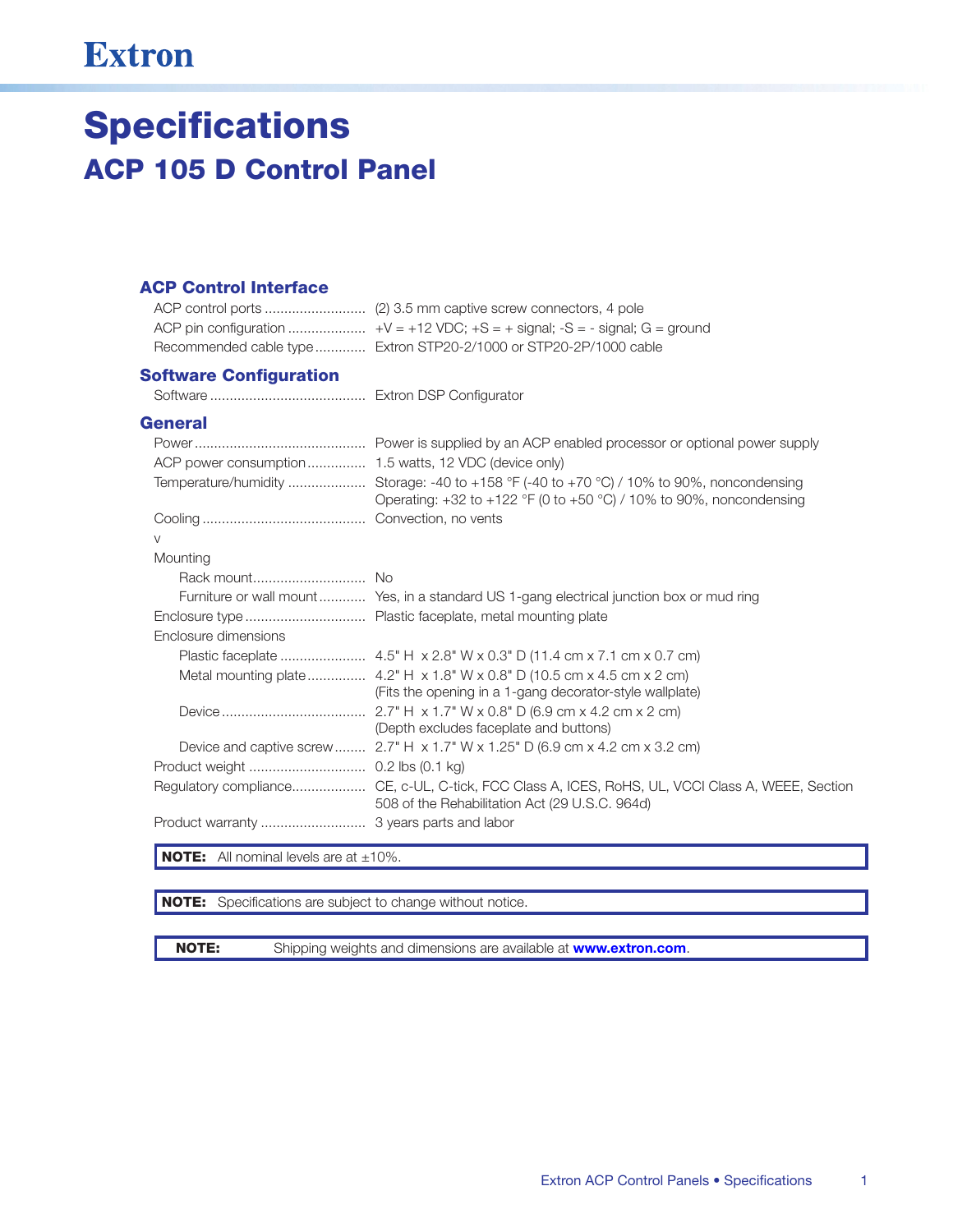Extron

# Specifications

## ACP 105 D Control Panel

### ACP Control Interface

ACP control ports .......................... (2) 3.5 mm captive screw connectors, 4 pole
ACP pin configuration .................... +V = +12 VDC; +S = + signal; -S = - signal; G = ground
Recommended cable type ............ Extron STP20-2/1000 or STP20-2P/1000 cable

### Software Configuration

Software ........................................ Extron DSP Configurator

### General

Power ............................................ Power is supplied by an ACP enabled processor or optional power supply
ACP power consumption ............... 1.5 watts, 12 VDC (device only)
Temperature/humidity .................... Storage: -40 to +158 °F (-40 to +70 °C) / 10% to 90%, noncondensing
Operating: +32 to +122 °F (0 to +50 °C) / 10% to 90%, noncondensing
Cooling .......................................... Convection, no vents
v
Mounting
- Rack mount............................. No
- Furniture or wall mount ............ Yes, in a standard US 1-gang electrical junction box or mud ring

Enclosure type ............................... Plastic faceplate, metal mounting plate
Enclosure dimensions
- Plastic faceplate ...................... 4.5" H x 2.8" W x 0.3" D (11.4 cm x 7.1 cm x 0.7 cm)
- Metal mounting plate ............... 4.2" H x 1.8" W x 0.8" D (10.5 cm x 4.5 cm x 2 cm) (Fits the opening in a 1-gang decorator-style wallplate)
- Device ..................................... 2.7" H x 1.7" W x 0.8" D (6.9 cm x 4.2 cm x 2 cm) (Depth excludes faceplate and buttons)
- Device and captive screw ........ 2.7" H x 1.7" W x 1.25" D (6.9 cm x 4.2 cm x 3.2 cm)

Product weight .............................. 0.2 lbs (0.1 kg)
Regulatory compliance................... CE, c-UL, C-tick, FCC Class A, ICES, RoHS, UL, VCCI Class A, WEEE, Section 508 of the Rehabilitation Act (29 U.S.C. 964d)
Product warranty ........................... 3 years parts and labor

**NOTE:** All nominal levels are at ±10%.

**NOTE:** Specifications are subject to change without notice.

**NOTE:** Shipping weights and dimensions are available at **www.extron.com**.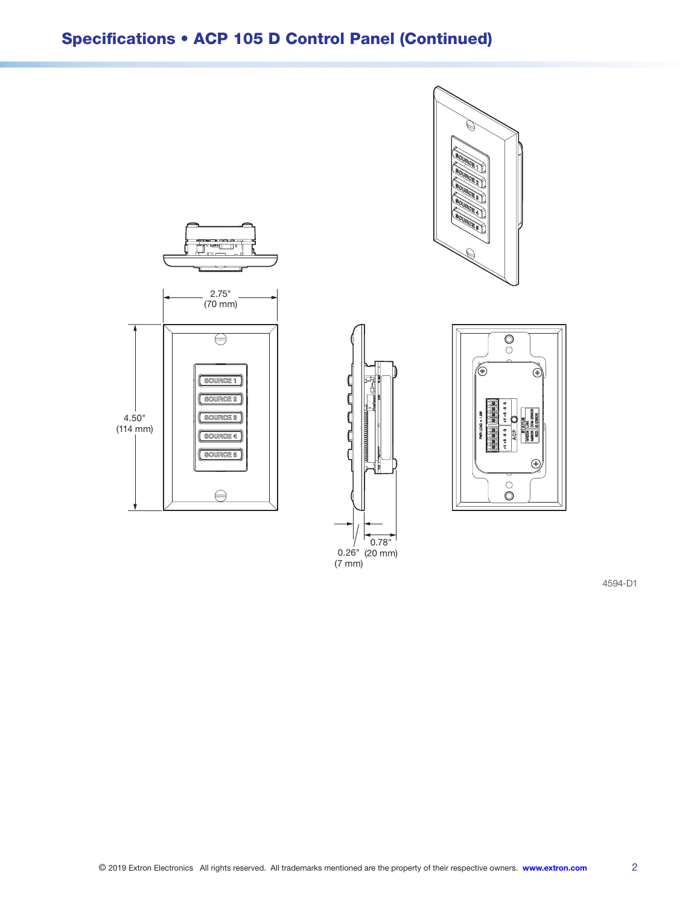## Specifications • ACP 105 D Control Panel (Continued)

2.75"
(70 mm)

4.50"
(114 mm)

0.26"
(7 mm)

0.78"
(20 mm)

4594-D1